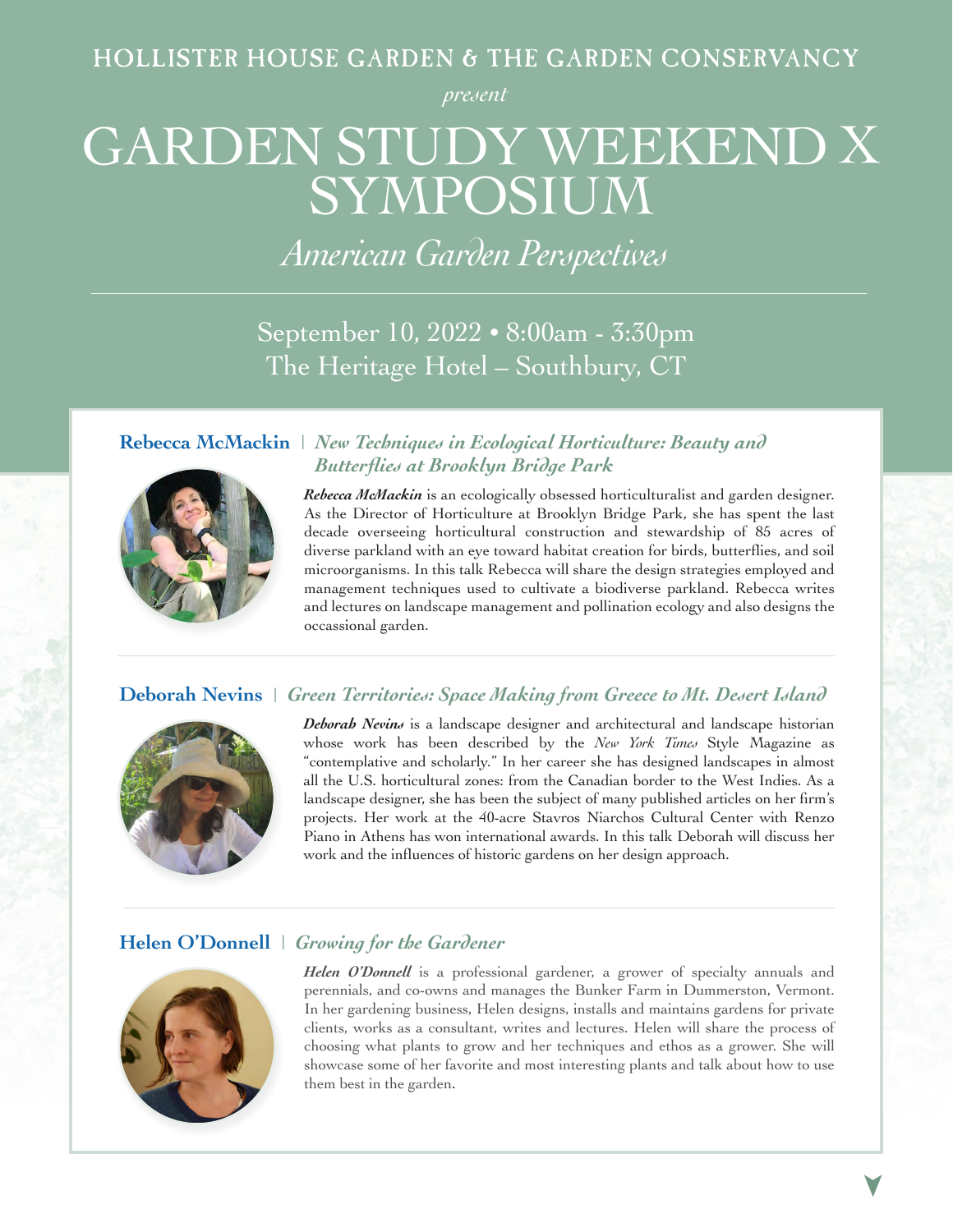HOLLISTER HOUSE GARDEN & THE GARDEN CONSERVANCY

*present*

# GARDEN STUDY WEEKEND X SYMPOSIUM

## *American Garden Perspectives*

September 10, 2022 • 8:00am - 3:30pm
The Heritage Hotel – Southbury, CT

---

### Rebecca McMackin | *New Techniques in Ecological Horticulture: Beauty and Butterflies at Brooklyn Bridge Park*

***Rebecca McMackin*** is an ecologically obsessed horticulturalist and garden designer. As the Director of Horticulture at Brooklyn Bridge Park, she has spent the last decade overseeing horticultural construction and stewardship of 85 acres of diverse parkland with an eye toward habitat creation for birds, butterflies, and soil microorganisms. In this talk Rebecca will share the design strategies employed and management techniques used to cultivate a biodiverse parkland. Rebecca writes and lectures on landscape management and pollination ecology and also designs the occassional garden.

---

### Deborah Nevins | *Green Territories: Space Making from Greece to Mt. Desert Island*

***Deborah Nevins*** is a landscape designer and architectural and landscape historian whose work has been described by the *New York Times* Style Magazine as "contemplative and scholarly." In her career she has designed landscapes in almost all the U.S. horticultural zones: from the Canadian border to the West Indies. As a landscape designer, she has been the subject of many published articles on her firm's projects. Her work at the 40-acre Stavros Niarchos Cultural Center with Renzo Piano in Athens has won international awards. In this talk Deborah will discuss her work and the influences of historic gardens on her design approach.

---

### Helen O'Donnell | *Growing for the Gardener*

***Helen O'Donnell*** is a professional gardener, a grower of specialty annuals and perennials, and co-owns and manages the Bunker Farm in Dummerston, Vermont. In her gardening business, Helen designs, installs and maintains gardens for private clients, works as a consultant, writes and lectures. Helen will share the process of choosing what plants to grow and her techniques and ethos as a grower. She will showcase some of her favorite and most interesting plants and talk about how to use them best in the garden.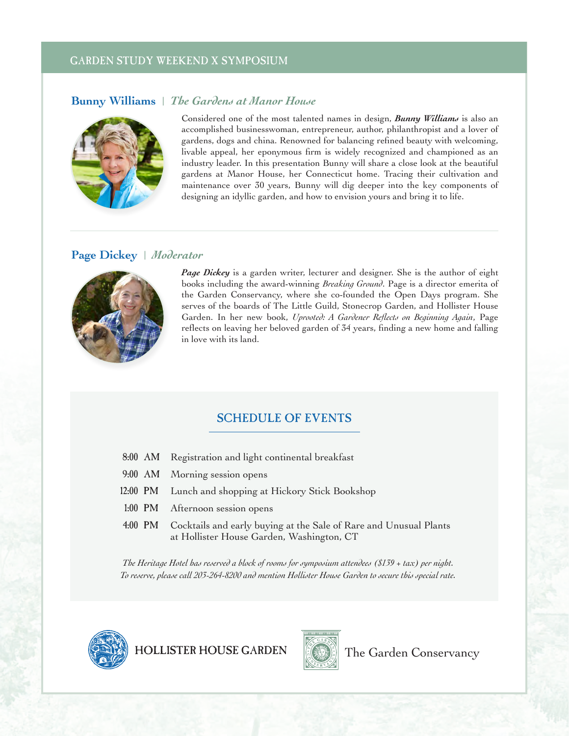GARDEN STUDY WEEKEND X SYMPOSIUM

## Bunny Williams | *The Gardens at Manor House*

Considered one of the most talented names in design, ***Bunny Williams*** is also an accomplished businesswoman, entrepreneur, author, philanthropist and a lover of gardens, dogs and china. Renowned for balancing refined beauty with welcoming, livable appeal, her eponymous firm is widely recognized and championed as an industry leader. In this presentation Bunny will share a close look at the beautiful gardens at Manor House, her Connecticut home. Tracing their cultivation and maintenance over 30 years, Bunny will dig deeper into the key components of designing an idyllic garden, and how to envision yours and bring it to life.

## Page Dickey | *Moderator*

***Page Dickey*** is a garden writer, lecturer and designer. She is the author of eight books including the award-winning *Breaking Ground*. Page is a director emerita of the Garden Conservancy, where she co-founded the Open Days program. She serves of the boards of The Little Guild, Stonecrop Garden, and Hollister House Garden. In her new book, *Uprooted: A Gardener Reflects on Beginning Again*, Page reflects on leaving her beloved garden of 34 years, finding a new home and falling in love with its land.

## SCHEDULE OF EVENTS

| | |
|---|---|
| 8:00 AM | Registration and light continental breakfast |
| 9:00 AM | Morning session opens |
| 12:00 PM | Lunch and shopping at Hickory Stick Bookshop |
| 1:00 PM | Afternoon session opens |
| 4:00 PM | Cocktails and early buying at the Sale of Rare and Unusual Plants at Hollister House Garden, Washington, CT |

*The Heritage Hotel has reserved a block of rooms for symposium attendees ($139 + tax) per night. To reserve, please call 203-264-8200 and mention Hollister House Garden to secure this special rate.*

HOLLISTER HOUSE GARDEN

The Garden Conservancy